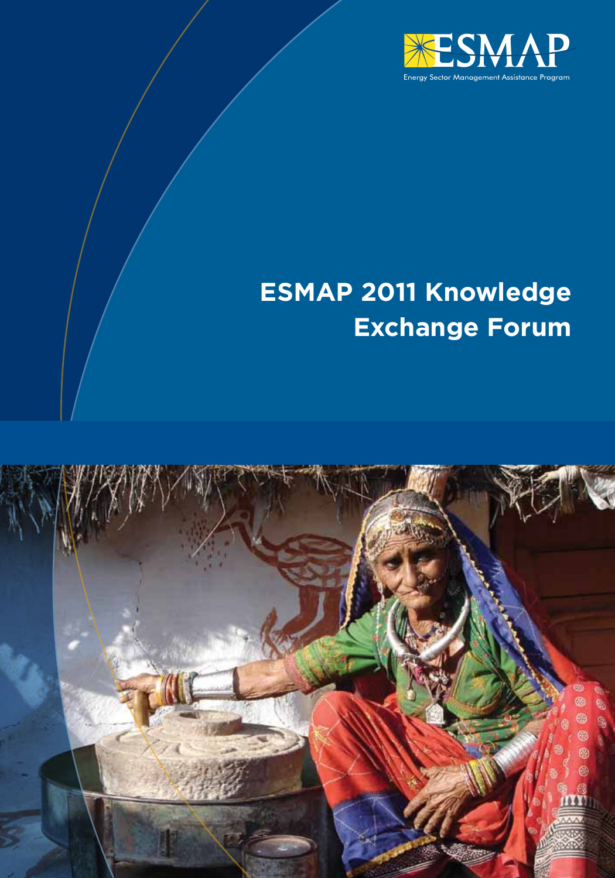ESMAP

Energy Sector Management Assistance Program

# ESMAP 2011 Knowledge Exchange Forum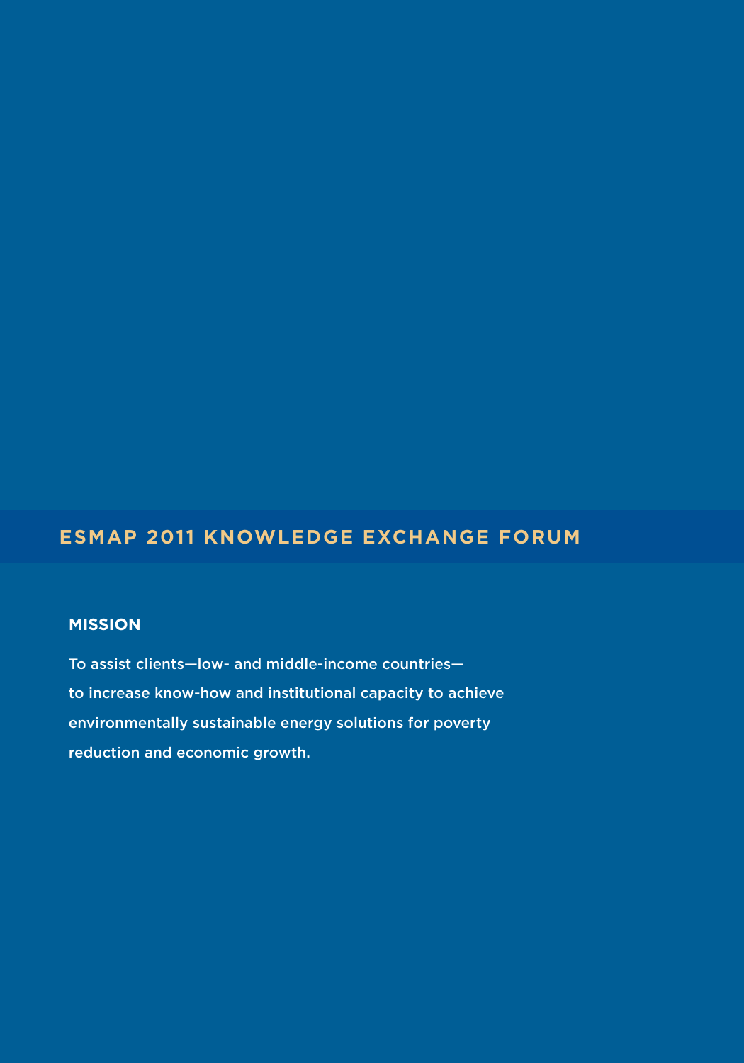# ESMAP 2011 KNOWLEDGE EXCHANGE FORUM

## MISSION

To assist clients—low- and middle-income countries—to increase know-how and institutional capacity to achieve environmentally sustainable energy solutions for poverty reduction and economic growth.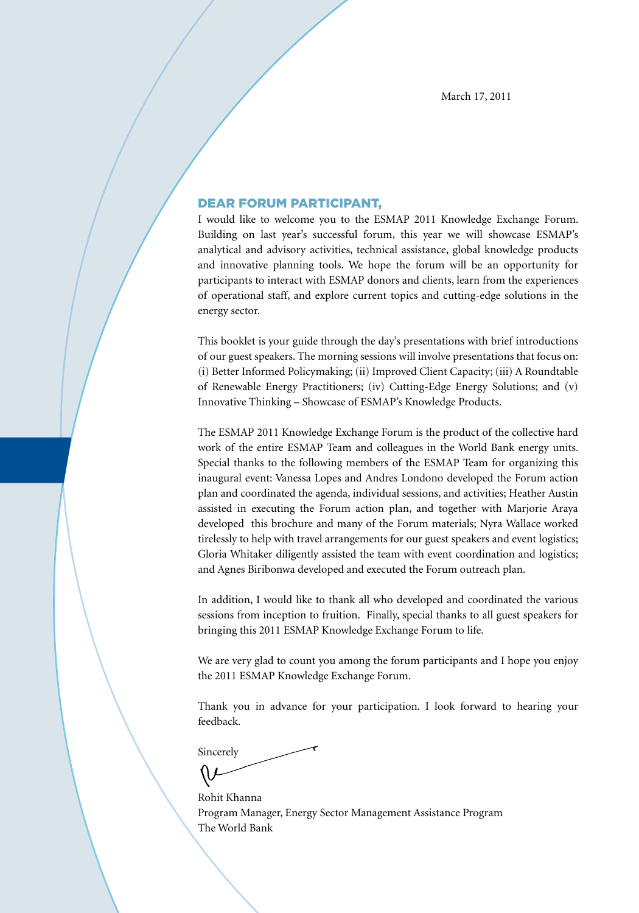March 17, 2011

## DEAR FORUM PARTICIPANT,

I would like to welcome you to the ESMAP 2011 Knowledge Exchange Forum. Building on last year's successful forum, this year we will showcase ESMAP's analytical and advisory activities, technical assistance, global knowledge products and innovative planning tools. We hope the forum will be an opportunity for participants to interact with ESMAP donors and clients, learn from the experiences of operational staff, and explore current topics and cutting-edge solutions in the energy sector.

This booklet is your guide through the day's presentations with brief introductions of our guest speakers. The morning sessions will involve presentations that focus on: (i) Better Informed Policymaking; (ii) Improved Client Capacity; (iii) A Roundtable of Renewable Energy Practitioners; (iv) Cutting-Edge Energy Solutions; and (v) Innovative Thinking – Showcase of ESMAP's Knowledge Products.

The ESMAP 2011 Knowledge Exchange Forum is the product of the collective hard work of the entire ESMAP Team and colleagues in the World Bank energy units. Special thanks to the following members of the ESMAP Team for organizing this inaugural event: Vanessa Lopes and Andres Londono developed the Forum action plan and coordinated the agenda, individual sessions, and activities; Heather Austin assisted in executing the Forum action plan, and together with Marjorie Araya developed this brochure and many of the Forum materials; Nyra Wallace worked tirelessly to help with travel arrangements for our guest speakers and event logistics; Gloria Whitaker diligently assisted the team with event coordination and logistics; and Agnes Biribonwa developed and executed the Forum outreach plan.

In addition, I would like to thank all who developed and coordinated the various sessions from inception to fruition. Finally, special thanks to all guest speakers for bringing this 2011 ESMAP Knowledge Exchange Forum to life.

We are very glad to count you among the forum participants and I hope you enjoy the 2011 ESMAP Knowledge Exchange Forum.

Thank you in advance for your participation. I look forward to hearing your feedback.

Sincerely

Rohit Khanna
Program Manager, Energy Sector Management Assistance Program
The World Bank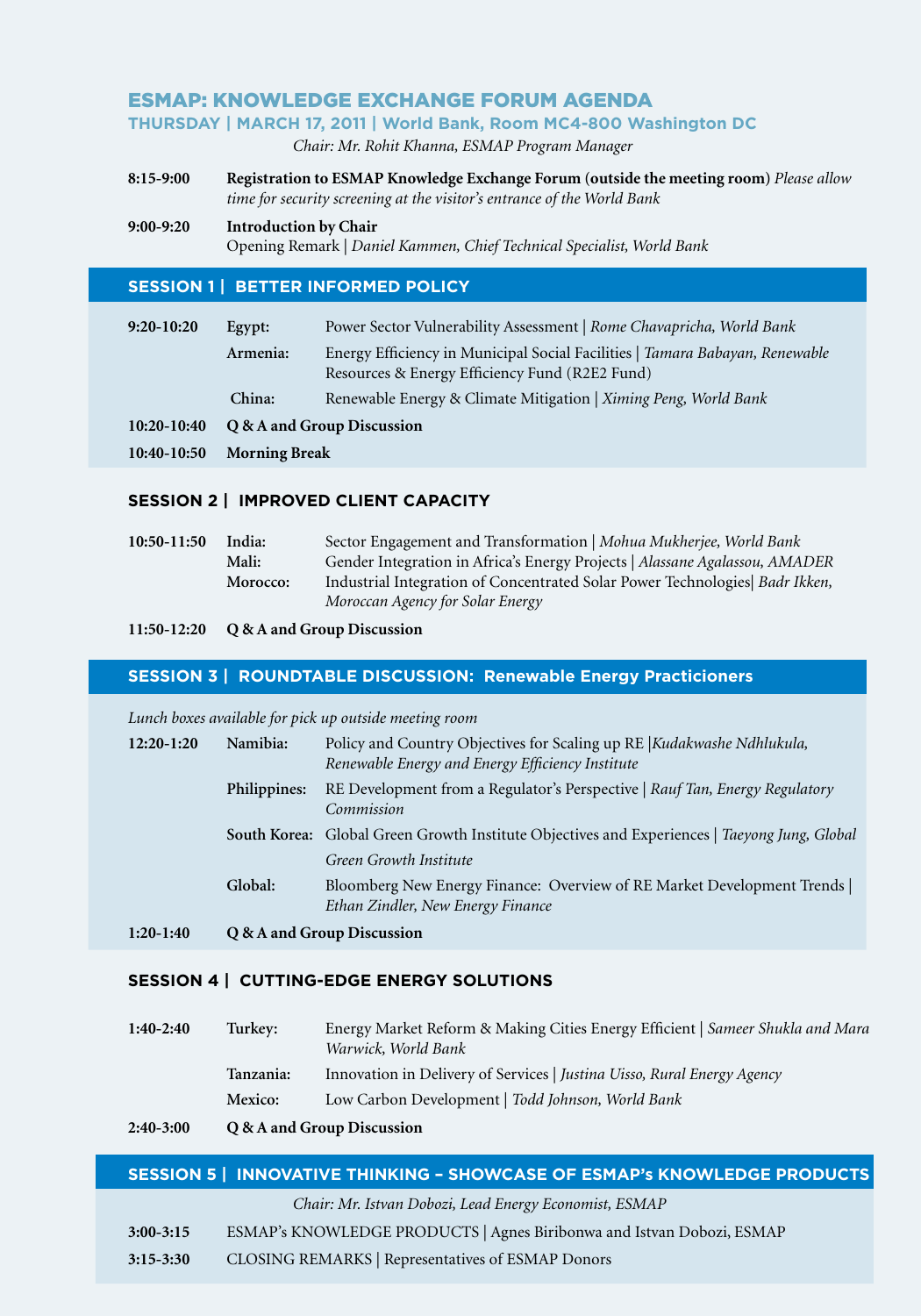# ESMAP: KNOWLEDGE EXCHANGE FORUM AGENDA

**THURSDAY | MARCH 17, 2011 | World Bank, Room MC4-800 Washington DC**

*Chair: Mr. Rohit Khanna, ESMAP Program Manager*

**8:15-9:00** **Registration to ESMAP Knowledge Exchange Forum (outside the meeting room)** *Please allow time for security screening at the visitor's entrance of the World Bank*

**9:00-9:20** **Introduction by Chair**
Opening Remark | *Daniel Kammen, Chief Technical Specialist, World Bank*

## SESSION 1 | BETTER INFORMED POLICY

| | | |
|---|---|---|
| **9:20-10:20** | **Egypt:** | Power Sector Vulnerability Assessment \| *Rome Chavapricha, World Bank* |
| | **Armenia:** | Energy Efficiency in Municipal Social Facilities \| *Tamara Babayan, Renewable Resources & Energy Efficiency Fund (R2E2 Fund)* |
| | **China:** | Renewable Energy & Climate Mitigation \| *Ximing Peng, World Bank* |
| **10:20-10:40** | **Q & A and Group Discussion** | |
| **10:40-10:50** | **Morning Break** | |

## SESSION 2 | IMPROVED CLIENT CAPACITY

| | | |
|---|---|---|
| **10:50-11:50** | **India:** | Sector Engagement and Transformation \| *Mohua Mukherjee, World Bank* |
| | **Mali:** | Gender Integration in Africa's Energy Projects \| *Alassane Agalassou, AMADER* |
| | **Morocco:** | Industrial Integration of Concentrated Solar Power Technologies\| *Badr Ikken, Moroccan Agency for Solar Energy* |
| **11:50-12:20** | **Q & A and Group Discussion** | |

## SESSION 3 | ROUNDTABLE DISCUSSION: Renewable Energy Practicioners

*Lunch boxes available for pick up outside meeting room*

| | | |
|---|---|---|
| **12:20-1:20** | **Namibia:** | Policy and Country Objectives for Scaling up RE \|*Kudakwashe Ndhlukula, Renewable Energy and Energy Efficiency Institute* |
| | **Philippines:** | RE Development from a Regulator's Perspective \| *Rauf Tan, Energy Regulatory Commission* |
| | **South Korea:** | Global Green Growth Institute Objectives and Experiences \| *Taeyong Jung, Global Green Growth Institute* |
| | **Global:** | Bloomberg New Energy Finance: Overview of RE Market Development Trends \| *Ethan Zindler, New Energy Finance* |
| **1:20-1:40** | **Q & A and Group Discussion** | |

## SESSION 4 | CUTTING-EDGE ENERGY SOLUTIONS

| | | |
|---|---|---|
| **1:40-2:40** | **Turkey:** | Energy Market Reform & Making Cities Energy Efficient \| *Sameer Shukla and Mara Warwick, World Bank* |
| | **Tanzania:** | Innovation in Delivery of Services \| *Justina Uisso, Rural Energy Agency* |
| | **Mexico:** | Low Carbon Development \| *Todd Johnson, World Bank* |
| **2:40-3:00** | **Q & A and Group Discussion** | |

## SESSION 5 | INNOVATIVE THINKING – SHOWCASE OF ESMAP's KNOWLEDGE PRODUCTS

*Chair: Mr. Istvan Dobozi, Lead Energy Economist, ESMAP*

**3:00-3:15** ESMAP's KNOWLEDGE PRODUCTS | Agnes Biribonwa and Istvan Dobozi, ESMAP

**3:15-3:30** CLOSING REMARKS | Representatives of ESMAP Donors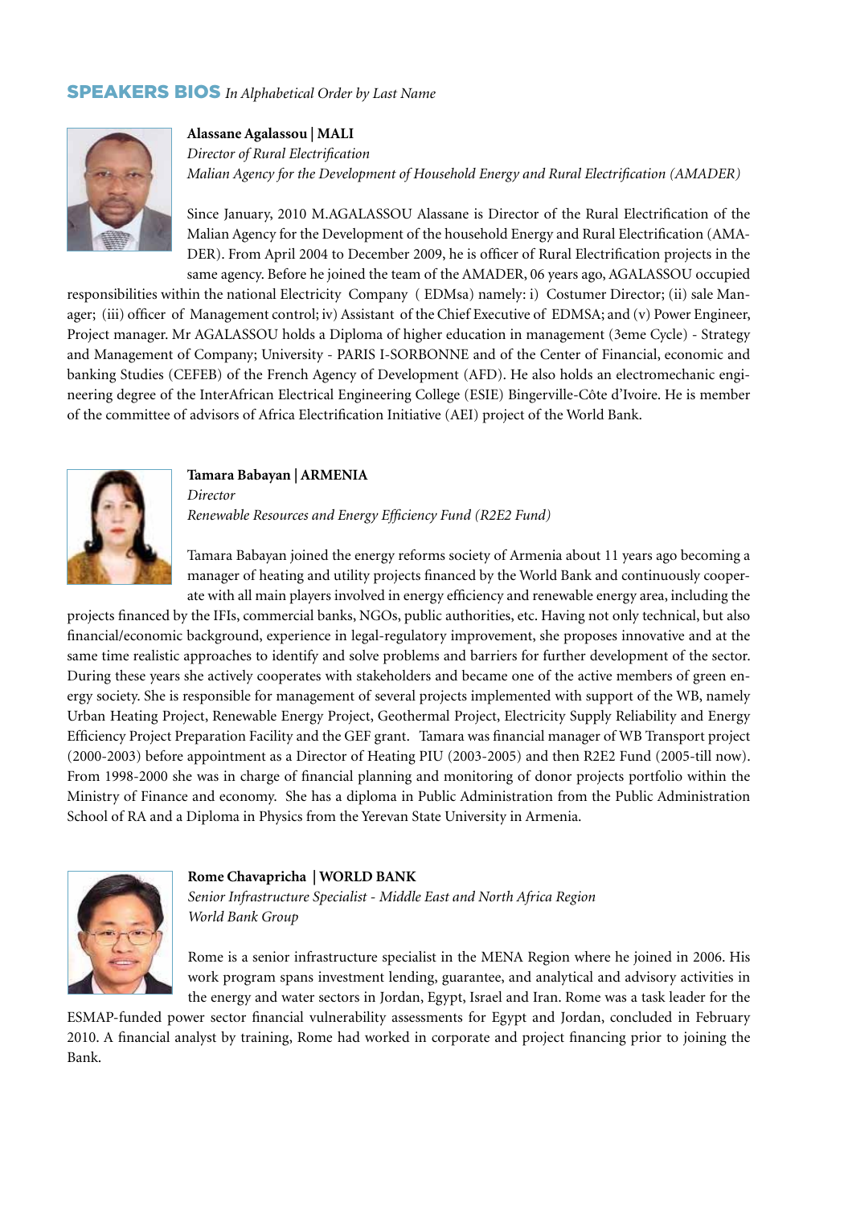## SPEAKERS BIOS *In Alphabetical Order by Last Name*

**Alassane Agalassou | MALI**
*Director of Rural Electrification*
*Malian Agency for the Development of Household Energy and Rural Electrification (AMADER)*

Since January, 2010 M.AGALASSOU Alassane is Director of the Rural Electrification of the Malian Agency for the Development of the household Energy and Rural Electrification (AMADER). From April 2004 to December 2009, he is officer of Rural Electrification projects in the same agency. Before he joined the team of the AMADER, 06 years ago, AGALASSOU occupied responsibilities within the national Electricity Company ( EDMsa) namely: i) Costumer Director; (ii) sale Manager; (iii) officer of Management control; iv) Assistant of the Chief Executive of EDMSA; and (v) Power Engineer, Project manager. Mr AGALASSOU holds a Diploma of higher education in management (3eme Cycle) - Strategy and Management of Company; University - PARIS I-SORBONNE and of the Center of Financial, economic and banking Studies (CEFEB) of the French Agency of Development (AFD). He also holds an electromechanic engineering degree of the InterAfrican Electrical Engineering College (ESIE) Bingerville-Côte d'Ivoire. He is member of the committee of advisors of Africa Electrification Initiative (AEI) project of the World Bank.

**Tamara Babayan | ARMENIA**
*Director*
*Renewable Resources and Energy Efficiency Fund (R2E2 Fund)*

Tamara Babayan joined the energy reforms society of Armenia about 11 years ago becoming a manager of heating and utility projects financed by the World Bank and continuously cooperate with all main players involved in energy efficiency and renewable energy area, including the projects financed by the IFIs, commercial banks, NGOs, public authorities, etc. Having not only technical, but also financial/economic background, experience in legal-regulatory improvement, she proposes innovative and at the same time realistic approaches to identify and solve problems and barriers for further development of the sector. During these years she actively cooperates with stakeholders and became one of the active members of green energy society. She is responsible for management of several projects implemented with support of the WB, namely Urban Heating Project, Renewable Energy Project, Geothermal Project, Electricity Supply Reliability and Energy Efficiency Project Preparation Facility and the GEF grant. Tamara was financial manager of WB Transport project (2000-2003) before appointment as a Director of Heating PIU (2003-2005) and then R2E2 Fund (2005-till now). From 1998-2000 she was in charge of financial planning and monitoring of donor projects portfolio within the Ministry of Finance and economy. She has a diploma in Public Administration from the Public Administration School of RA and a Diploma in Physics from the Yerevan State University in Armenia.

**Rome Chavapricha | WORLD BANK**
*Senior Infrastructure Specialist - Middle East and North Africa Region*
*World Bank Group*

Rome is a senior infrastructure specialist in the MENA Region where he joined in 2006. His work program spans investment lending, guarantee, and analytical and advisory activities in the energy and water sectors in Jordan, Egypt, Israel and Iran. Rome was a task leader for the ESMAP-funded power sector financial vulnerability assessments for Egypt and Jordan, concluded in February 2010. A financial analyst by training, Rome had worked in corporate and project financing prior to joining the Bank.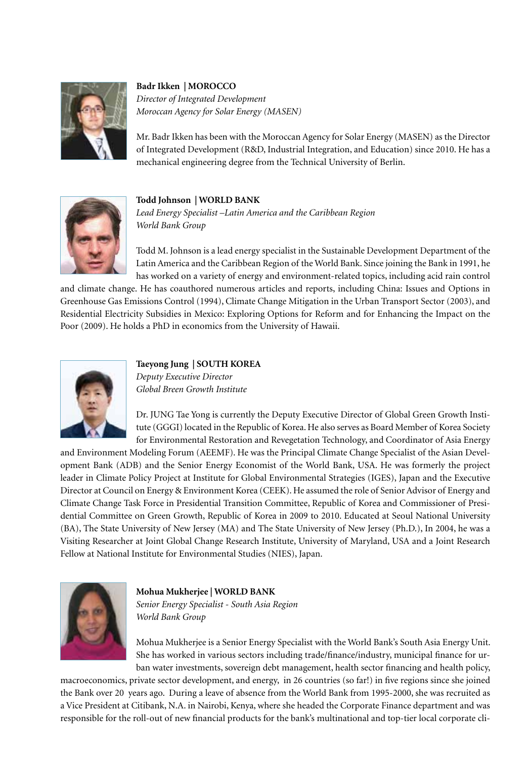**Badr Ikken | MOROCCO**
*Director of Integrated Development*
*Moroccan Agency for Solar Energy (MASEN)*

Mr. Badr Ikken has been with the Moroccan Agency for Solar Energy (MASEN) as the Director of Integrated Development (R&D, Industrial Integration, and Education) since 2010. He has a mechanical engineering degree from the Technical University of Berlin.

**Todd Johnson | WORLD BANK**
*Lead Energy Specialist –Latin America and the Caribbean Region*
*World Bank Group*

Todd M. Johnson is a lead energy specialist in the Sustainable Development Department of the Latin America and the Caribbean Region of the World Bank. Since joining the Bank in 1991, he has worked on a variety of energy and environment-related topics, including acid rain control and climate change. He has coauthored numerous articles and reports, including China: Issues and Options in Greenhouse Gas Emissions Control (1994), Climate Change Mitigation in the Urban Transport Sector (2003), and Residential Electricity Subsidies in Mexico: Exploring Options for Reform and for Enhancing the Impact on the Poor (2009). He holds a PhD in economics from the University of Hawaii.

**Taeyong Jung | SOUTH KOREA**
*Deputy Executive Director*
*Global Breen Growth Institute*

Dr. JUNG Tae Yong is currently the Deputy Executive Director of Global Green Growth Institute (GGGI) located in the Republic of Korea. He also serves as Board Member of Korea Society for Environmental Restoration and Revegetation Technology, and Coordinator of Asia Energy and Environment Modeling Forum (AEEMF). He was the Principal Climate Change Specialist of the Asian Development Bank (ADB) and the Senior Energy Economist of the World Bank, USA. He was formerly the project leader in Climate Policy Project at Institute for Global Environmental Strategies (IGES), Japan and the Executive Director at Council on Energy & Environment Korea (CEEK). He assumed the role of Senior Advisor of Energy and Climate Change Task Force in Presidential Transition Committee, Republic of Korea and Commissioner of Presidential Committee on Green Growth, Republic of Korea in 2009 to 2010. Educated at Seoul National University (BA), The State University of New Jersey (MA) and The State University of New Jersey (Ph.D.), In 2004, he was a Visiting Researcher at Joint Global Change Research Institute, University of Maryland, USA and a Joint Research Fellow at National Institute for Environmental Studies (NIES), Japan.

**Mohua Mukherjee | WORLD BANK**
*Senior Energy Specialist - South Asia Region*
*World Bank Group*

Mohua Mukherjee is a Senior Energy Specialist with the World Bank's South Asia Energy Unit. She has worked in various sectors including trade/finance/industry, municipal finance for urban water investments, sovereign debt management, health sector financing and health policy, macroeconomics, private sector development, and energy, in 26 countries (so far!) in five regions since she joined the Bank over 20 years ago. During a leave of absence from the World Bank from 1995-2000, she was recruited as a Vice President at Citibank, N.A. in Nairobi, Kenya, where she headed the Corporate Finance department and was responsible for the roll-out of new financial products for the bank's multinational and top-tier local corporate cli-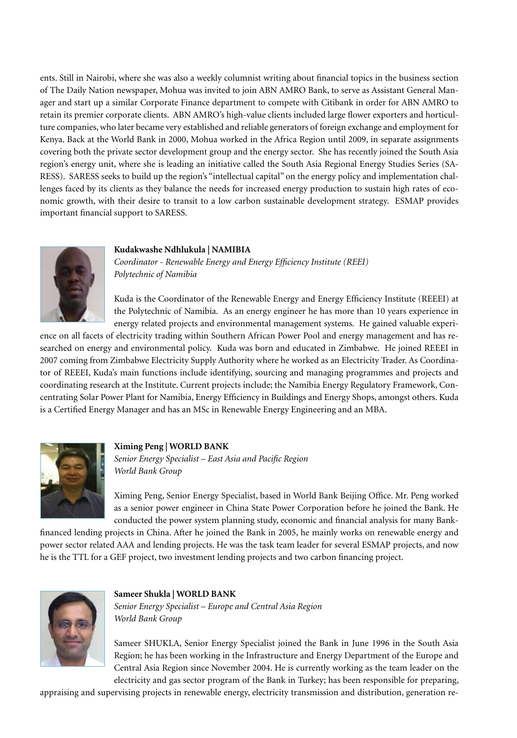ents. Still in Nairobi, where she was also a weekly columnist writing about financial topics in the business section of The Daily Nation newspaper, Mohua was invited to join ABN AMRO Bank, to serve as Assistant General Manager and start up a similar Corporate Finance department to compete with Citibank in order for ABN AMRO to retain its premier corporate clients. ABN AMRO's high-value clients included large flower exporters and horticulture companies, who later became very established and reliable generators of foreign exchange and employment for Kenya. Back at the World Bank in 2000, Mohua worked in the Africa Region until 2009, in separate assignments covering both the private sector development group and the energy sector. She has recently joined the South Asia region's energy unit, where she is leading an initiative called the South Asia Regional Energy Studies Series (SARESS). SARESS seeks to build up the region's "intellectual capital" on the energy policy and implementation challenges faced by its clients as they balance the needs for increased energy production to sustain high rates of economic growth, with their desire to transit to a low carbon sustainable development strategy. ESMAP provides important financial support to SARESS.

**Kudakwashe Ndhlukula | NAMIBIA**
*Coordinator - Renewable Energy and Energy Efficiency Institute (REEI)*
*Polytechnic of Namibia*

Kuda is the Coordinator of the Renewable Energy and Energy Efficiency Institute (REEEI) at the Polytechnic of Namibia. As an energy engineer he has more than 10 years experience in energy related projects and environmental management systems. He gained valuable experience on all facets of electricity trading within Southern African Power Pool and energy management and has researched on energy and environmental policy. Kuda was born and educated in Zimbabwe. He joined REEEI in 2007 coming from Zimbabwe Electricity Supply Authority where he worked as an Electricity Trader. As Coordinator of REEEI, Kuda's main functions include identifying, sourcing and managing programmes and projects and coordinating research at the Institute. Current projects include; the Namibia Energy Regulatory Framework, Concentrating Solar Power Plant for Namibia, Energy Efficiency in Buildings and Energy Shops, amongst others. Kuda is a Certified Energy Manager and has an MSc in Renewable Energy Engineering and an MBA.

**Ximing Peng | WORLD BANK**
*Senior Energy Specialist – East Asia and Pacific Region*
*World Bank Group*

Ximing Peng, Senior Energy Specialist, based in World Bank Beijing Office. Mr. Peng worked as a senior power engineer in China State Power Corporation before he joined the Bank. He conducted the power system planning study, economic and financial analysis for many Bank-financed lending projects in China. After he joined the Bank in 2005, he mainly works on renewable energy and power sector related AAA and lending projects. He was the task team leader for several ESMAP projects, and now he is the TTL for a GEF project, two investment lending projects and two carbon financing project.

**Sameer Shukla | WORLD BANK**
*Senior Energy Specialist – Europe and Central Asia Region*
*World Bank Group*

Sameer SHUKLA, Senior Energy Specialist joined the Bank in June 1996 in the South Asia Region; he has been working in the Infrastructure and Energy Department of the Europe and Central Asia Region since November 2004. He is currently working as the team leader on the electricity and gas sector program of the Bank in Turkey; has been responsible for preparing, appraising and supervising projects in renewable energy, electricity transmission and distribution, generation re-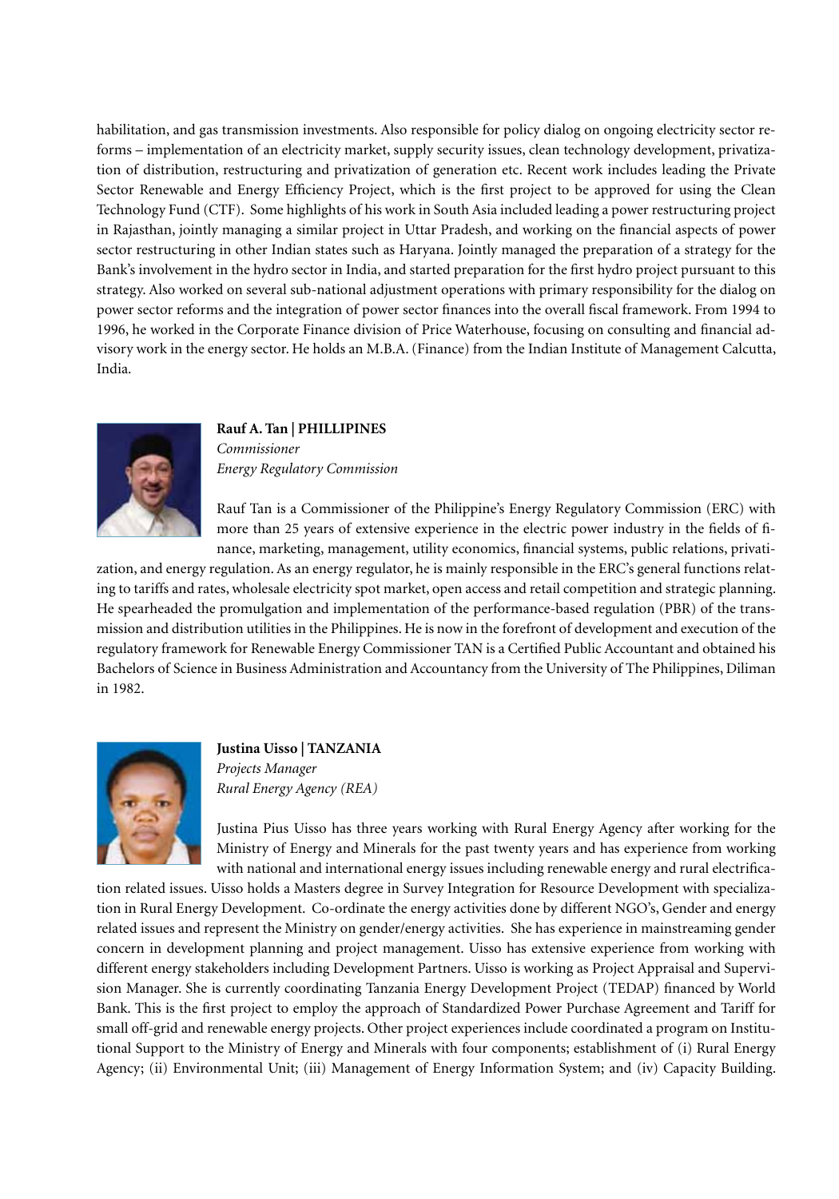habilitation, and gas transmission investments. Also responsible for policy dialog on ongoing electricity sector reforms – implementation of an electricity market, supply security issues, clean technology development, privatization of distribution, restructuring and privatization of generation etc. Recent work includes leading the Private Sector Renewable and Energy Efficiency Project, which is the first project to be approved for using the Clean Technology Fund (CTF). Some highlights of his work in South Asia included leading a power restructuring project in Rajasthan, jointly managing a similar project in Uttar Pradesh, and working on the financial aspects of power sector restructuring in other Indian states such as Haryana. Jointly managed the preparation of a strategy for the Bank's involvement in the hydro sector in India, and started preparation for the first hydro project pursuant to this strategy. Also worked on several sub-national adjustment operations with primary responsibility for the dialog on power sector reforms and the integration of power sector finances into the overall fiscal framework. From 1994 to 1996, he worked in the Corporate Finance division of Price Waterhouse, focusing on consulting and financial advisory work in the energy sector. He holds an M.B.A. (Finance) from the Indian Institute of Management Calcutta, India.

**Rauf A. Tan | PHILLIPINES**
*Commissioner*
*Energy Regulatory Commission*

Rauf Tan is a Commissioner of the Philippine's Energy Regulatory Commission (ERC) with more than 25 years of extensive experience in the electric power industry in the fields of finance, marketing, management, utility economics, financial systems, public relations, privatization, and energy regulation. As an energy regulator, he is mainly responsible in the ERC's general functions relating to tariffs and rates, wholesale electricity spot market, open access and retail competition and strategic planning. He spearheaded the promulgation and implementation of the performance-based regulation (PBR) of the transmission and distribution utilities in the Philippines. He is now in the forefront of development and execution of the regulatory framework for Renewable Energy Commissioner TAN is a Certified Public Accountant and obtained his Bachelors of Science in Business Administration and Accountancy from the University of The Philippines, Diliman in 1982.

**Justina Uisso | TANZANIA**
*Projects Manager*
*Rural Energy Agency (REA)*

Justina Pius Uisso has three years working with Rural Energy Agency after working for the Ministry of Energy and Minerals for the past twenty years and has experience from working with national and international energy issues including renewable energy and rural electrification related issues. Uisso holds a Masters degree in Survey Integration for Resource Development with specialization in Rural Energy Development. Co-ordinate the energy activities done by different NGO's, Gender and energy related issues and represent the Ministry on gender/energy activities. She has experience in mainstreaming gender concern in development planning and project management. Uisso has extensive experience from working with different energy stakeholders including Development Partners. Uisso is working as Project Appraisal and Supervision Manager. She is currently coordinating Tanzania Energy Development Project (TEDAP) financed by World Bank. This is the first project to employ the approach of Standardized Power Purchase Agreement and Tariff for small off-grid and renewable energy projects. Other project experiences include coordinated a program on Institutional Support to the Ministry of Energy and Minerals with four components; establishment of (i) Rural Energy Agency; (ii) Environmental Unit; (iii) Management of Energy Information System; and (iv) Capacity Building.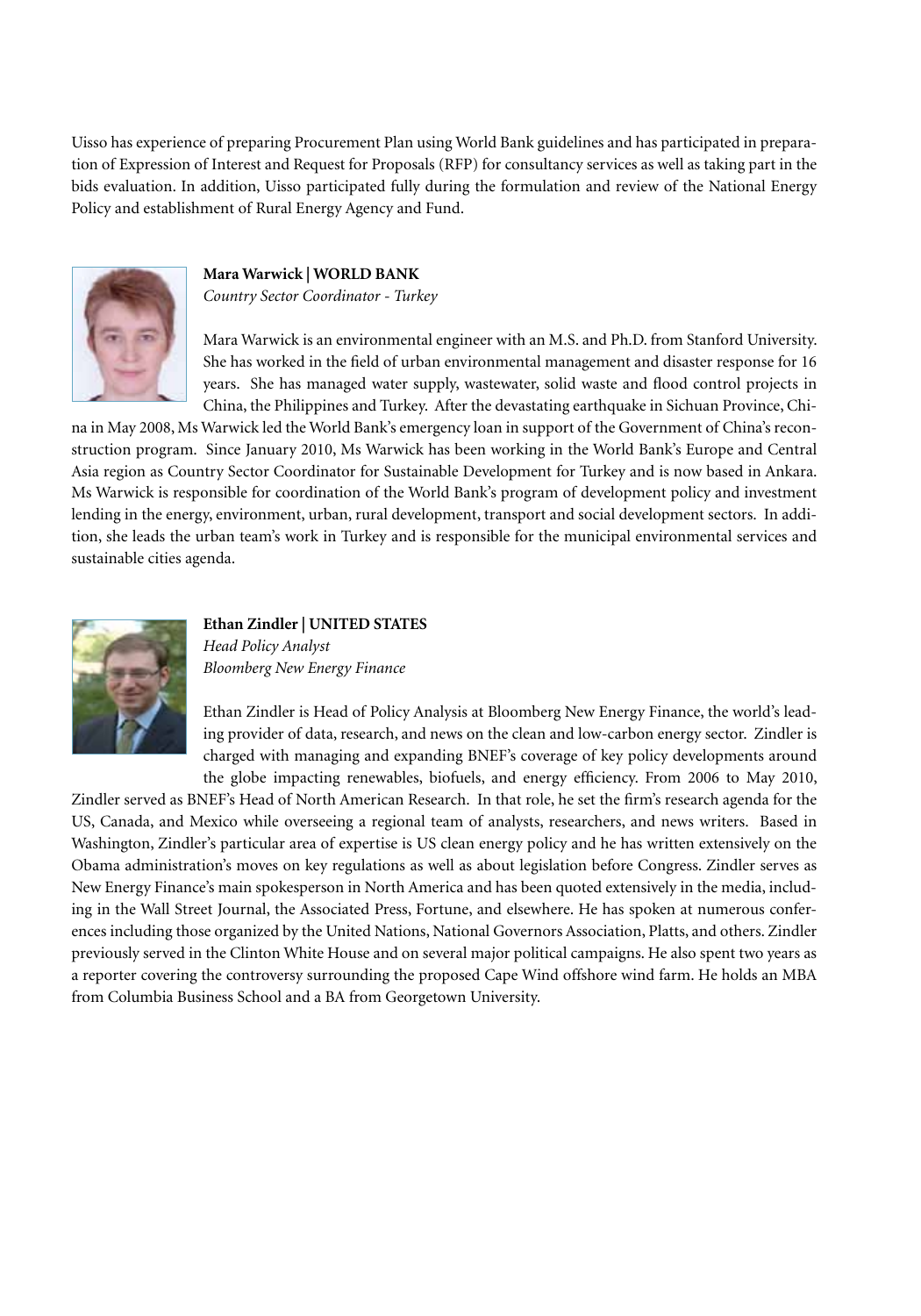Uisso has experience of preparing Procurement Plan using World Bank guidelines and has participated in preparation of Expression of Interest and Request for Proposals (RFP) for consultancy services as well as taking part in the bids evaluation. In addition, Uisso participated fully during the formulation and review of the National Energy Policy and establishment of Rural Energy Agency and Fund.

**Mara Warwick | WORLD BANK**
*Country Sector Coordinator - Turkey*

Mara Warwick is an environmental engineer with an M.S. and Ph.D. from Stanford University. She has worked in the field of urban environmental management and disaster response for 16 years. She has managed water supply, wastewater, solid waste and flood control projects in China, the Philippines and Turkey. After the devastating earthquake in Sichuan Province, China in May 2008, Ms Warwick led the World Bank's emergency loan in support of the Government of China's reconstruction program. Since January 2010, Ms Warwick has been working in the World Bank's Europe and Central Asia region as Country Sector Coordinator for Sustainable Development for Turkey and is now based in Ankara. Ms Warwick is responsible for coordination of the World Bank's program of development policy and investment lending in the energy, environment, urban, rural development, transport and social development sectors. In addition, she leads the urban team's work in Turkey and is responsible for the municipal environmental services and sustainable cities agenda.

**Ethan Zindler | UNITED STATES**
*Head Policy Analyst*
*Bloomberg New Energy Finance*

Ethan Zindler is Head of Policy Analysis at Bloomberg New Energy Finance, the world's leading provider of data, research, and news on the clean and low-carbon energy sector. Zindler is charged with managing and expanding BNEF's coverage of key policy developments around the globe impacting renewables, biofuels, and energy efficiency. From 2006 to May 2010, Zindler served as BNEF's Head of North American Research. In that role, he set the firm's research agenda for the US, Canada, and Mexico while overseeing a regional team of analysts, researchers, and news writers. Based in Washington, Zindler's particular area of expertise is US clean energy policy and he has written extensively on the Obama administration's moves on key regulations as well as about legislation before Congress. Zindler serves as New Energy Finance's main spokesperson in North America and has been quoted extensively in the media, including in the Wall Street Journal, the Associated Press, Fortune, and elsewhere. He has spoken at numerous conferences including those organized by the United Nations, National Governors Association, Platts, and others. Zindler previously served in the Clinton White House and on several major political campaigns. He also spent two years as a reporter covering the controversy surrounding the proposed Cape Wind offshore wind farm. He holds an MBA from Columbia Business School and a BA from Georgetown University.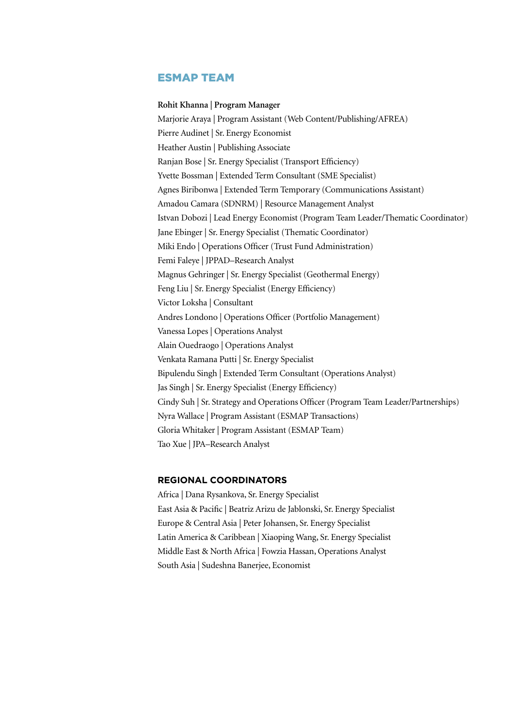## ESMAP TEAM

**Rohit Khanna | Program Manager**

Marjorie Araya | Program Assistant (Web Content/Publishing/AFREA)

Pierre Audinet | Sr. Energy Economist

Heather Austin | Publishing Associate

Ranjan Bose | Sr. Energy Specialist (Transport Efficiency)

Yvette Bossman | Extended Term Consultant (SME Specialist)

Agnes Biribonwa | Extended Term Temporary (Communications Assistant)

Amadou Camara (SDNRM) | Resource Management Analyst

Istvan Dobozi | Lead Energy Economist (Program Team Leader/Thematic Coordinator)

Jane Ebinger | Sr. Energy Specialist (Thematic Coordinator)

Miki Endo | Operations Officer (Trust Fund Administration)

Femi Faleye | JPPAD–Research Analyst

Magnus Gehringer | Sr. Energy Specialist (Geothermal Energy)

Feng Liu | Sr. Energy Specialist (Energy Efficiency)

Victor Loksha | Consultant

Andres Londono | Operations Officer (Portfolio Management)

Vanessa Lopes | Operations Analyst

Alain Ouedraogo | Operations Analyst

Venkata Ramana Putti | Sr. Energy Specialist

Bipulendu Singh | Extended Term Consultant (Operations Analyst)

Jas Singh | Sr. Energy Specialist (Energy Efficiency)

Cindy Suh | Sr. Strategy and Operations Officer (Program Team Leader/Partnerships)

Nyra Wallace | Program Assistant (ESMAP Transactions)

Gloria Whitaker | Program Assistant (ESMAP Team)

Tao Xue | JPA–Research Analyst

### REGIONAL COORDINATORS

Africa | Dana Rysankova, Sr. Energy Specialist

East Asia & Pacific | Beatriz Arizu de Jablonski, Sr. Energy Specialist

Europe & Central Asia | Peter Johansen, Sr. Energy Specialist

Latin America & Caribbean | Xiaoping Wang, Sr. Energy Specialist

Middle East & North Africa | Fowzia Hassan, Operations Analyst

South Asia | Sudeshna Banerjee, Economist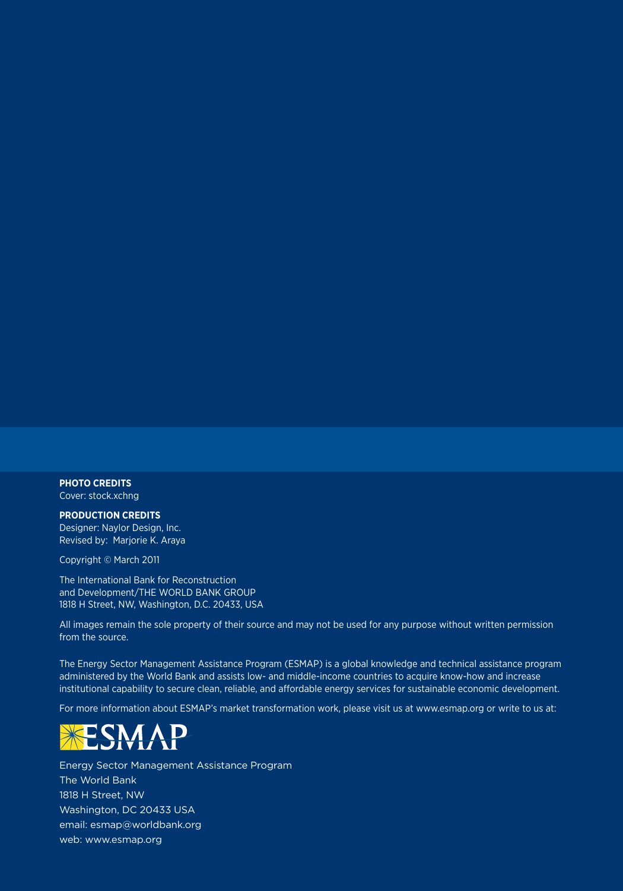**PHOTO CREDITS**
Cover: stock.xchng

**PRODUCTION CREDITS**
Designer: Naylor Design, Inc.
Revised by: Marjorie K. Araya

Copyright © March 2011

The International Bank for Reconstruction
and Development/THE WORLD BANK GROUP
1818 H Street, NW, Washington, D.C. 20433, USA

All images remain the sole property of their source and may not be used for any purpose without written permission from the source.

The Energy Sector Management Assistance Program (ESMAP) is a global knowledge and technical assistance program administered by the World Bank and assists low- and middle-income countries to acquire know-how and increase institutional capability to secure clean, reliable, and affordable energy services for sustainable economic development.

For more information about ESMAP's market transformation work, please visit us at www.esmap.org or write to us at:

ESMAP

Energy Sector Management Assistance Program
The World Bank
1818 H Street, NW
Washington, DC 20433 USA
email: esmap@worldbank.org
web: www.esmap.org